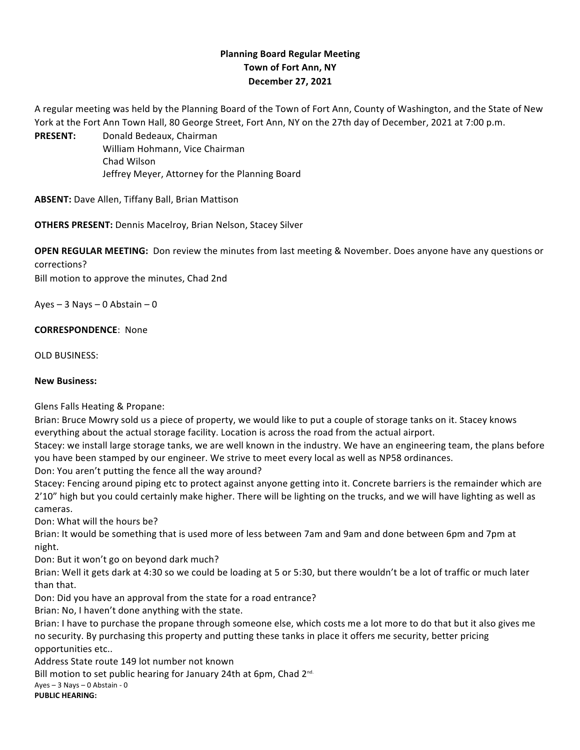**Planning Board Regular Meeting**
**Town of Fort Ann, NY**
**December 27, 2021**

A regular meeting was held by the Planning Board of the Town of Fort Ann, County of Washington, and the State of New York at the Fort Ann Town Hall, 80 George Street, Fort Ann, NY on the 27th day of December, 2021 at 7:00 p.m.

**PRESENT:** Donald Bedeaux, Chairman
William Hohmann, Vice Chairman
Chad Wilson
Jeffrey Meyer, Attorney for the Planning Board

**ABSENT:** Dave Allen, Tiffany Ball, Brian Mattison

**OTHERS PRESENT:** Dennis Macelroy, Brian Nelson, Stacey Silver

**OPEN REGULAR MEETING:** Don review the minutes from last meeting & November. Does anyone have any questions or corrections?
Bill motion to approve the minutes, Chad 2nd

Ayes – 3 Nays – 0 Abstain – 0

**CORRESPONDENCE**: None

OLD BUSINESS:

**New Business:**

Glens Falls Heating & Propane:
Brian: Bruce Mowry sold us a piece of property, we would like to put a couple of storage tanks on it. Stacey knows everything about the actual storage facility. Location is across the road from the actual airport.
Stacey: we install large storage tanks, we are well known in the industry. We have an engineering team, the plans before you have been stamped by our engineer. We strive to meet every local as well as NP58 ordinances.
Don: You aren't putting the fence all the way around?
Stacey: Fencing around piping etc to protect against anyone getting into it. Concrete barriers is the remainder which are 2'10" high but you could certainly make higher. There will be lighting on the trucks, and we will have lighting as well as cameras.
Don: What will the hours be?
Brian: It would be something that is used more of less between 7am and 9am and done between 6pm and 7pm at night.
Don: But it won't go on beyond dark much?
Brian: Well it gets dark at 4:30 so we could be loading at 5 or 5:30, but there wouldn't be a lot of traffic or much later than that.
Don: Did you have an approval from the state for a road entrance?
Brian: No, I haven't done anything with the state.
Brian: I have to purchase the propane through someone else, which costs me a lot more to do that but it also gives me no security. By purchasing this property and putting these tanks in place it offers me security, better pricing opportunities etc..
Address State route 149 lot number not known
Bill motion to set public hearing for January 24th at 6pm, Chad 2nd.
Ayes – 3 Nays – 0 Abstain - 0

**PUBLIC HEARING:**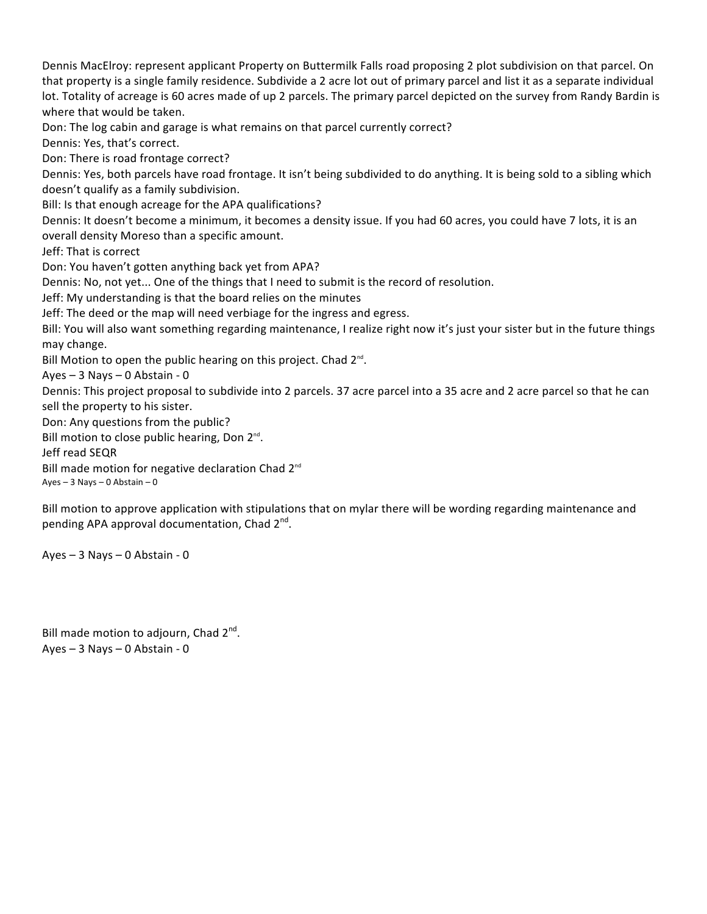Dennis MacElroy: represent applicant Property on Buttermilk Falls road proposing 2 plot subdivision on that parcel. On that property is a single family residence. Subdivide a 2 acre lot out of primary parcel and list it as a separate individual lot. Totality of acreage is 60 acres made of up 2 parcels. The primary parcel depicted on the survey from Randy Bardin is where that would be taken.

Don: The log cabin and garage is what remains on that parcel currently correct?

Dennis: Yes, that's correct.

Don: There is road frontage correct?

Dennis: Yes, both parcels have road frontage. It isn't being subdivided to do anything. It is being sold to a sibling which doesn't qualify as a family subdivision.

Bill: Is that enough acreage for the APA qualifications?

Dennis: It doesn't become a minimum, it becomes a density issue. If you had 60 acres, you could have 7 lots, it is an overall density Moreso than a specific amount.

Jeff: That is correct

Don: You haven't gotten anything back yet from APA?

Dennis: No, not yet... One of the things that I need to submit is the record of resolution.

Jeff: My understanding is that the board relies on the minutes

Jeff: The deed or the map will need verbiage for the ingress and egress.

Bill: You will also want something regarding maintenance, I realize right now it's just your sister but in the future things may change.

Bill Motion to open the public hearing on this project. Chad 2nd.

Ayes – 3 Nays – 0 Abstain - 0

Dennis: This project proposal to subdivide into 2 parcels. 37 acre parcel into a 35 acre and 2 acre parcel so that he can sell the property to his sister.

Don: Any questions from the public?

Bill motion to close public hearing, Don 2nd.

Jeff read SEQR

Bill made motion for negative declaration Chad 2nd

Ayes – 3 Nays – 0 Abstain – 0

Bill motion to approve application with stipulations that on mylar there will be wording regarding maintenance and pending APA approval documentation, Chad 2nd.

Ayes – 3 Nays – 0 Abstain - 0

Bill made motion to adjourn, Chad 2nd.

Ayes – 3 Nays – 0 Abstain - 0